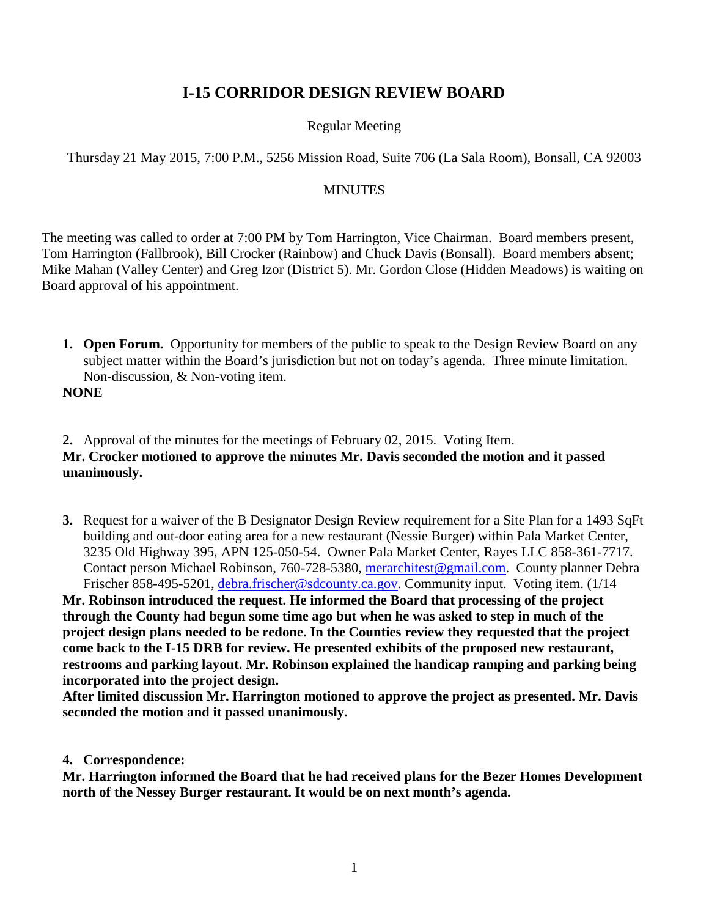# I-15 CORRIDOR DESIGN REVIEW BOARD

Regular Meeting

Thursday 21 May 2015, 7:00 P.M., 5256 Mission Road, Suite 706 (La Sala Room), Bonsall, CA 92003

MINUTES

The meeting was called to order at 7:00 PM by Tom Harrington, Vice Chairman. Board members present, Tom Harrington (Fallbrook), Bill Crocker (Rainbow) and Chuck Davis (Bonsall). Board members absent; Mike Mahan (Valley Center) and Greg Izor (District 5). Mr. Gordon Close (Hidden Meadows) is waiting on Board approval of his appointment.

1. **Open Forum.** Opportunity for members of the public to speak to the Design Review Board on any subject matter within the Board's jurisdiction but not on today's agenda. Three minute limitation. Non-discussion, & Non-voting item.

**NONE**

2. Approval of the minutes for the meetings of February 02, 2015. Voting Item.

**Mr. Crocker motioned to approve the minutes Mr. Davis seconded the motion and it passed unanimously.**

3. Request for a waiver of the B Designator Design Review requirement for a Site Plan for a 1493 SqFt building and out-door eating area for a new restaurant (Nessie Burger) within Pala Market Center, 3235 Old Highway 395, APN 125-050-54. Owner Pala Market Center, Rayes LLC 858-361-7717. Contact person Michael Robinson, 760-728-5380, merarchitest@gmail.com. County planner Debra Frischer 858-495-5201, debra.frischer@sdcounty.ca.gov. Community input. Voting item. (1/14

**Mr. Robinson introduced the request. He informed the Board that processing of the project through the County had begun some time ago but when he was asked to step in much of the project design plans needed to be redone. In the Counties review they requested that the project come back to the I-15 DRB for review. He presented exhibits of the proposed new restaurant, restrooms and parking layout. Mr. Robinson explained the handicap ramping and parking being incorporated into the project design.**

**After limited discussion Mr. Harrington motioned to approve the project as presented. Mr. Davis seconded the motion and it passed unanimously.**

4. **Correspondence:**

**Mr. Harrington informed the Board that he had received plans for the Bezer Homes Development north of the Nessey Burger restaurant. It would be on next month's agenda.**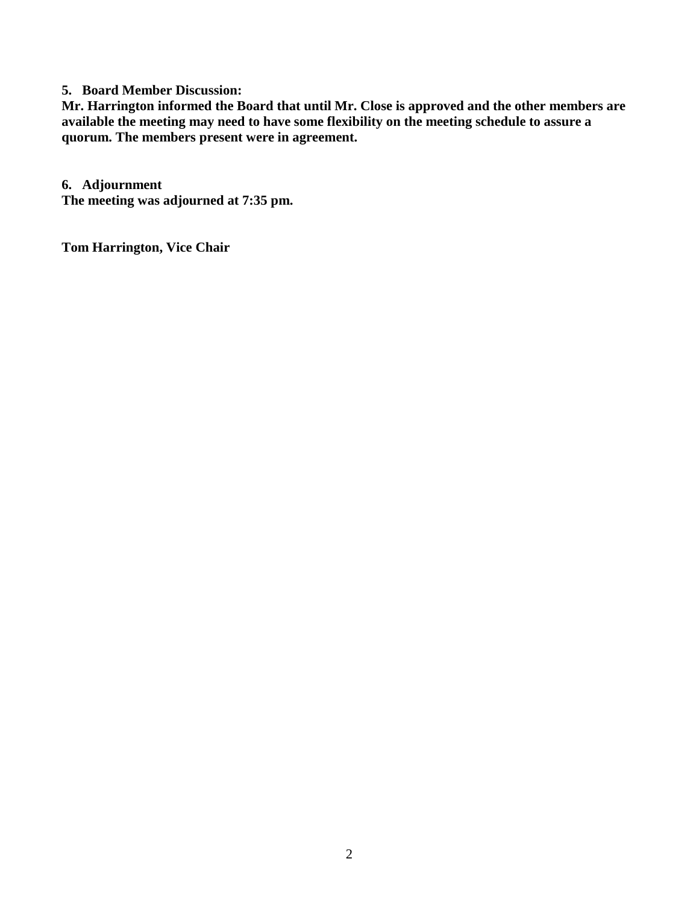**5. Board Member Discussion:**

**Mr. Harrington informed the Board that until Mr. Close is approved and the other members are available the meeting may need to have some flexibility on the meeting schedule to assure a quorum. The members present were in agreement.**

**6. Adjournment**

**The meeting was adjourned at 7:35 pm.**

**Tom Harrington, Vice Chair**